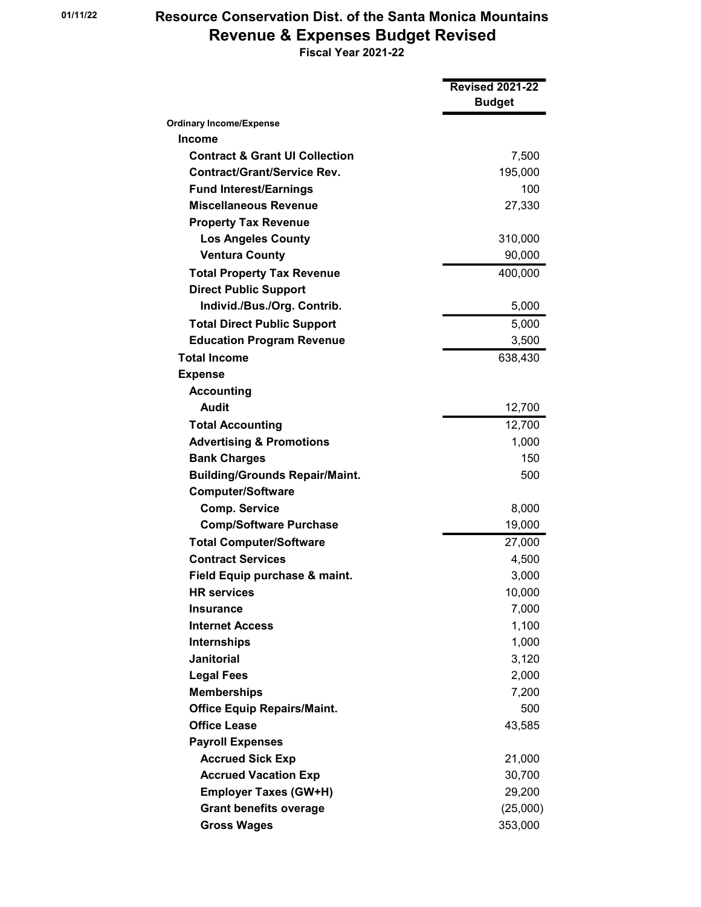01/11/22

# Resource Conservation Dist. of the Santa Monica Mountains

## Revenue & Expenses Budget Revised

### Fiscal Year 2021-22

| | Revised 2021-22 Budget |
|---|---|
| **Ordinary Income/Expense** | |
| **Income** | |
| **Contract & Grant UI Collection** | 7,500 |
| **Contract/Grant/Service Rev.** | 195,000 |
| **Fund Interest/Earnings** | 100 |
| **Miscellaneous Revenue** | 27,330 |
| **Property Tax Revenue** | |
| **Los Angeles County** | 310,000 |
| **Ventura County** | 90,000 |
| **Total Property Tax Revenue** | 400,000 |
| **Direct Public Support** | |
| **Individ./Bus./Org. Contrib.** | 5,000 |
| **Total Direct Public Support** | 5,000 |
| **Education Program Revenue** | 3,500 |
| **Total Income** | 638,430 |
| **Expense** | |
| **Accounting** | |
| **Audit** | 12,700 |
| **Total Accounting** | 12,700 |
| **Advertising & Promotions** | 1,000 |
| **Bank Charges** | 150 |
| **Building/Grounds Repair/Maint.** | 500 |
| **Computer/Software** | |
| **Comp. Service** | 8,000 |
| **Comp/Software Purchase** | 19,000 |
| **Total Computer/Software** | 27,000 |
| **Contract Services** | 4,500 |
| **Field Equip purchase & maint.** | 3,000 |
| **HR services** | 10,000 |
| **Insurance** | 7,000 |
| **Internet Access** | 1,100 |
| **Internships** | 1,000 |
| **Janitorial** | 3,120 |
| **Legal Fees** | 2,000 |
| **Memberships** | 7,200 |
| **Office Equip Repairs/Maint.** | 500 |
| **Office Lease** | 43,585 |
| **Payroll Expenses** | |
| **Accrued Sick Exp** | 21,000 |
| **Accrued Vacation Exp** | 30,700 |
| **Employer Taxes (GW+H)** | 29,200 |
| **Grant benefits overage** | (25,000) |
| **Gross Wages** | 353,000 |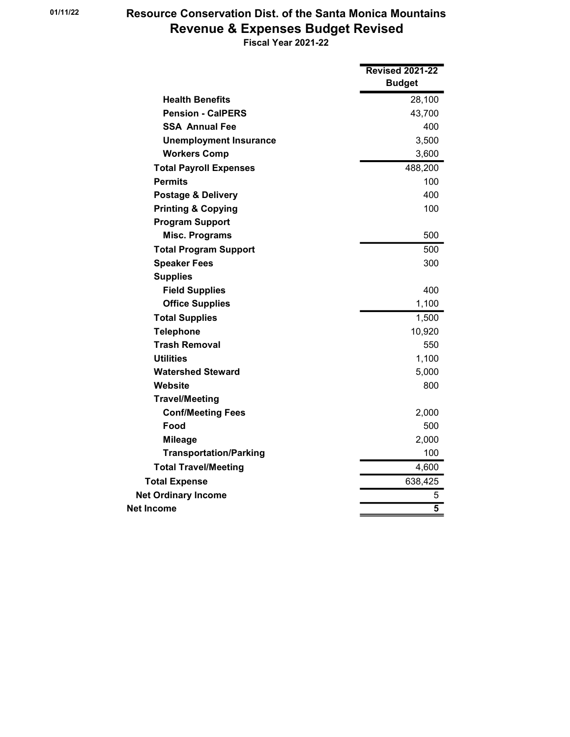# Resource Conservation Dist. of the Santa Monica Mountains
## Revenue & Expenses Budget Revised
### Fiscal Year 2021-22

01/11/22

| | Revised 2021-22 Budget |
|---|---|
| **Health Benefits** | 28,100 |
| **Pension - CalPERS** | 43,700 |
| **SSA Annual Fee** | 400 |
| **Unemployment Insurance** | 3,500 |
| **Workers Comp** | 3,600 |
| **Total Payroll Expenses** | 488,200 |
| **Permits** | 100 |
| **Postage & Delivery** | 400 |
| **Printing & Copying** | 100 |
| **Program Support** | |
| **Misc. Programs** | 500 |
| **Total Program Support** | 500 |
| **Speaker Fees** | 300 |
| **Supplies** | |
| **Field Supplies** | 400 |
| **Office Supplies** | 1,100 |
| **Total Supplies** | 1,500 |
| **Telephone** | 10,920 |
| **Trash Removal** | 550 |
| **Utilities** | 1,100 |
| **Watershed Steward** | 5,000 |
| **Website** | 800 |
| **Travel/Meeting** | |
| **Conf/Meeting Fees** | 2,000 |
| **Food** | 500 |
| **Mileage** | 2,000 |
| **Transportation/Parking** | 100 |
| **Total Travel/Meeting** | 4,600 |
| **Total Expense** | 638,425 |
| **Net Ordinary Income** | 5 |
| **Net Income** | **5** |